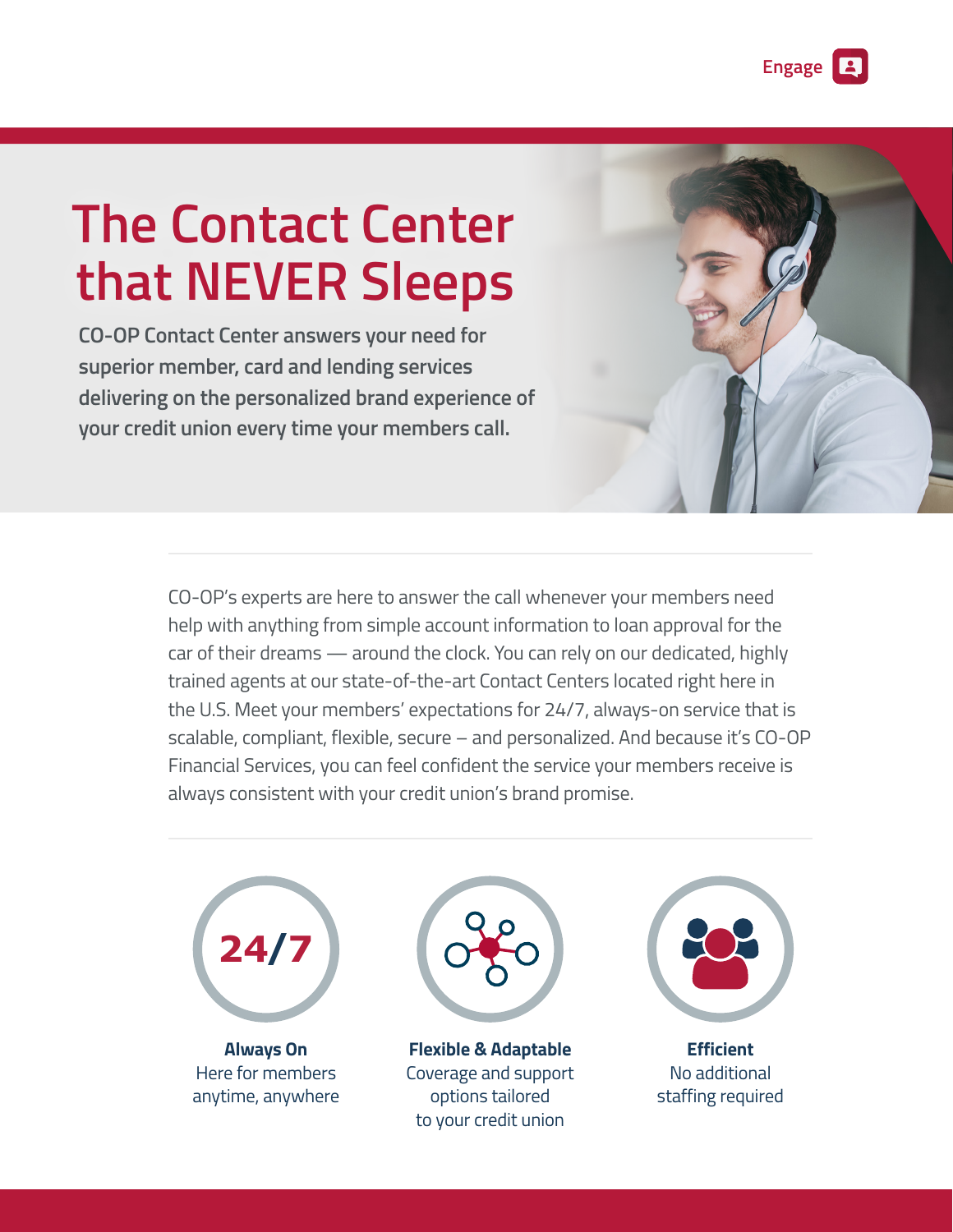Engage

# The Contact Center that NEVER Sleeps

**CO-OP Contact Center answers your need for superior member, card and lending services delivering on the personalized brand experience of your credit union every time your members call.**

CO-OP's experts are here to answer the call whenever your members need help with anything from simple account information to loan approval for the car of their dreams — around the clock. You can rely on our dedicated, highly trained agents at our state-of-the-art Contact Centers located right here in the U.S. Meet your members' expectations for 24/7, always-on service that is scalable, compliant, flexible, secure – and personalized. And because it's CO-OP Financial Services, you can feel confident the service your members receive is always consistent with your credit union's brand promise.

24/7

**Always On**
Here for members anytime, anywhere

**Flexible & Adaptable**
Coverage and support options tailored to your credit union

**Efficient**
No additional staffing required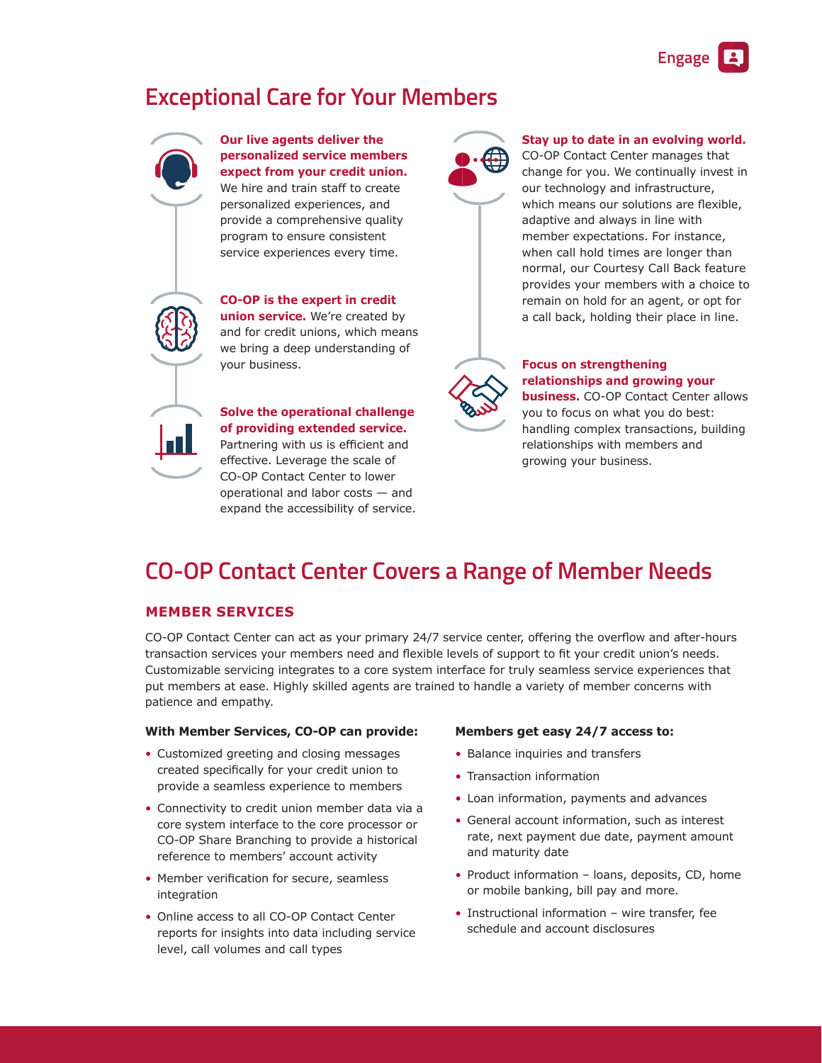## Exceptional Care for Your Members

**Our live agents deliver the personalized service members expect from your credit union.** We hire and train staff to create personalized experiences, and provide a comprehensive quality program to ensure consistent service experiences every time.

**CO-OP is the expert in credit union service.** We're created by and for credit unions, which means we bring a deep understanding of your business.

**Solve the operational challenge of providing extended service.** Partnering with us is efficient and effective. Leverage the scale of CO-OP Contact Center to lower operational and labor costs — and expand the accessibility of service.

**Stay up to date in an evolving world.** CO-OP Contact Center manages that change for you. We continually invest in our technology and infrastructure, which means our solutions are flexible, adaptive and always in line with member expectations. For instance, when call hold times are longer than normal, our Courtesy Call Back feature provides your members with a choice to remain on hold for an agent, or opt for a call back, holding their place in line.

**Focus on strengthening relationships and growing your business.** CO-OP Contact Center allows you to focus on what you do best: handling complex transactions, building relationships with members and growing your business.

## CO-OP Contact Center Covers a Range of Member Needs

### MEMBER SERVICES

CO-OP Contact Center can act as your primary 24/7 service center, offering the overflow and after-hours transaction services your members need and flexible levels of support to fit your credit union's needs. Customizable servicing integrates to a core system interface for truly seamless service experiences that put members at ease. Highly skilled agents are trained to handle a variety of member concerns with patience and empathy.

**With Member Services, CO-OP can provide:**

- Customized greeting and closing messages created specifically for your credit union to provide a seamless experience to members
- Connectivity to credit union member data via a core system interface to the core processor or CO-OP Share Branching to provide a historical reference to members' account activity
- Member verification for secure, seamless integration
- Online access to all CO-OP Contact Center reports for insights into data including service level, call volumes and call types

**Members get easy 24/7 access to:**

- Balance inquiries and transfers
- Transaction information
- Loan information, payments and advances
- General account information, such as interest rate, next payment due date, payment amount and maturity date
- Product information – loans, deposits, CD, home or mobile banking, bill pay and more.
- Instructional information – wire transfer, fee schedule and account disclosures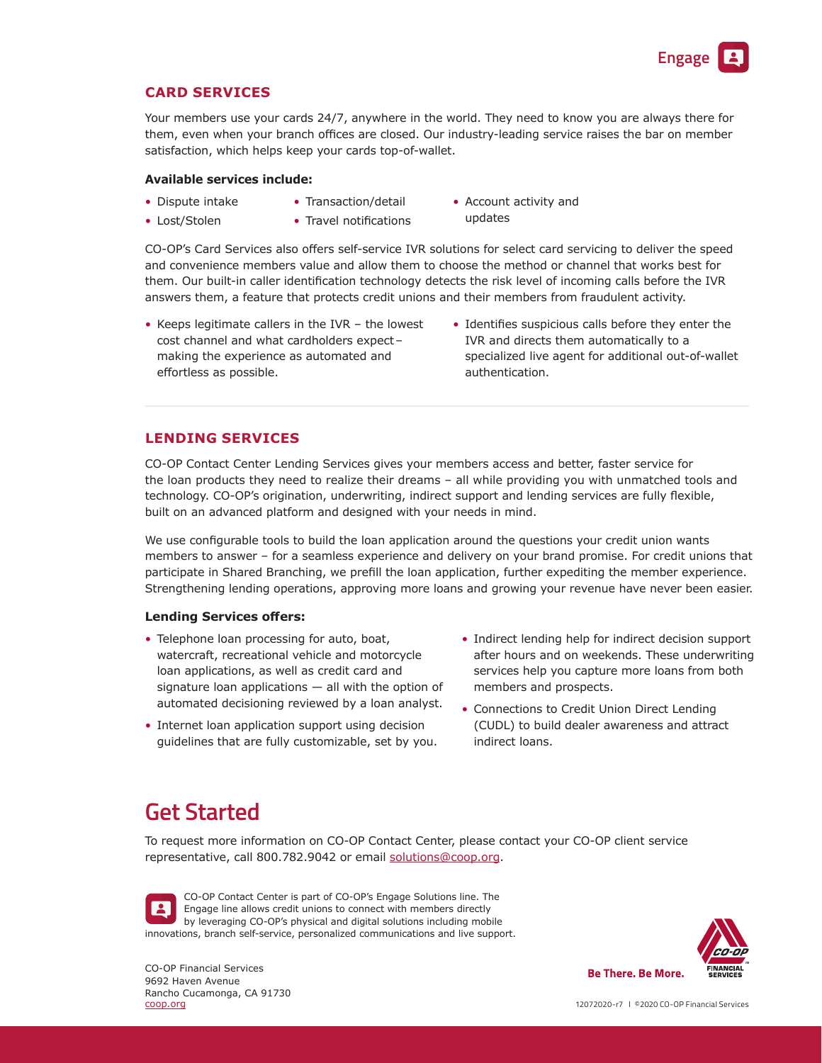Engage

## CARD SERVICES

Your members use your cards 24/7, anywhere in the world. They need to know you are always there for them, even when your branch offices are closed. Our industry-leading service raises the bar on member satisfaction, which helps keep your cards top-of-wallet.

**Available services include:**

- Dispute intake
- Lost/Stolen
- Transaction/detail
- Travel notifications
- Account activity and updates

CO-OP's Card Services also offers self-service IVR solutions for select card servicing to deliver the speed and convenience members value and allow them to choose the method or channel that works best for them. Our built-in caller identification technology detects the risk level of incoming calls before the IVR answers them, a feature that protects credit unions and their members from fraudulent activity.

- Keeps legitimate callers in the IVR – the lowest cost channel and what cardholders expect – making the experience as automated and effortless as possible.
- Identifies suspicious calls before they enter the IVR and directs them automatically to a specialized live agent for additional out-of-wallet authentication.

## LENDING SERVICES

CO-OP Contact Center Lending Services gives your members access and better, faster service for the loan products they need to realize their dreams – all while providing you with unmatched tools and technology. CO-OP's origination, underwriting, indirect support and lending services are fully flexible, built on an advanced platform and designed with your needs in mind.

We use configurable tools to build the loan application around the questions your credit union wants members to answer – for a seamless experience and delivery on your brand promise. For credit unions that participate in Shared Branching, we prefill the loan application, further expediting the member experience. Strengthening lending operations, approving more loans and growing your revenue have never been easier.

**Lending Services offers:**

- Telephone loan processing for auto, boat, watercraft, recreational vehicle and motorcycle loan applications, as well as credit card and signature loan applications — all with the option of automated decisioning reviewed by a loan analyst.
- Internet loan application support using decision guidelines that are fully customizable, set by you.
- Indirect lending help for indirect decision support after hours and on weekends. These underwriting services help you capture more loans from both members and prospects.
- Connections to Credit Union Direct Lending (CUDL) to build dealer awareness and attract indirect loans.

# Get Started

To request more information on CO-OP Contact Center, please contact your CO-OP client service representative, call 800.782.9042 or email solutions@coop.org.

CO-OP Contact Center is part of CO-OP's Engage Solutions line. The Engage line allows credit unions to connect with members directly by leveraging CO-OP's physical and digital solutions including mobile innovations, branch self-service, personalized communications and live support.

CO-OP Financial Services
9692 Haven Avenue
Rancho Cucamonga, CA 91730
coop.org

Be There. Be More.

CO-OP FINANCIAL SERVICES

12072020-r7 | ©2020 CO-OP Financial Services